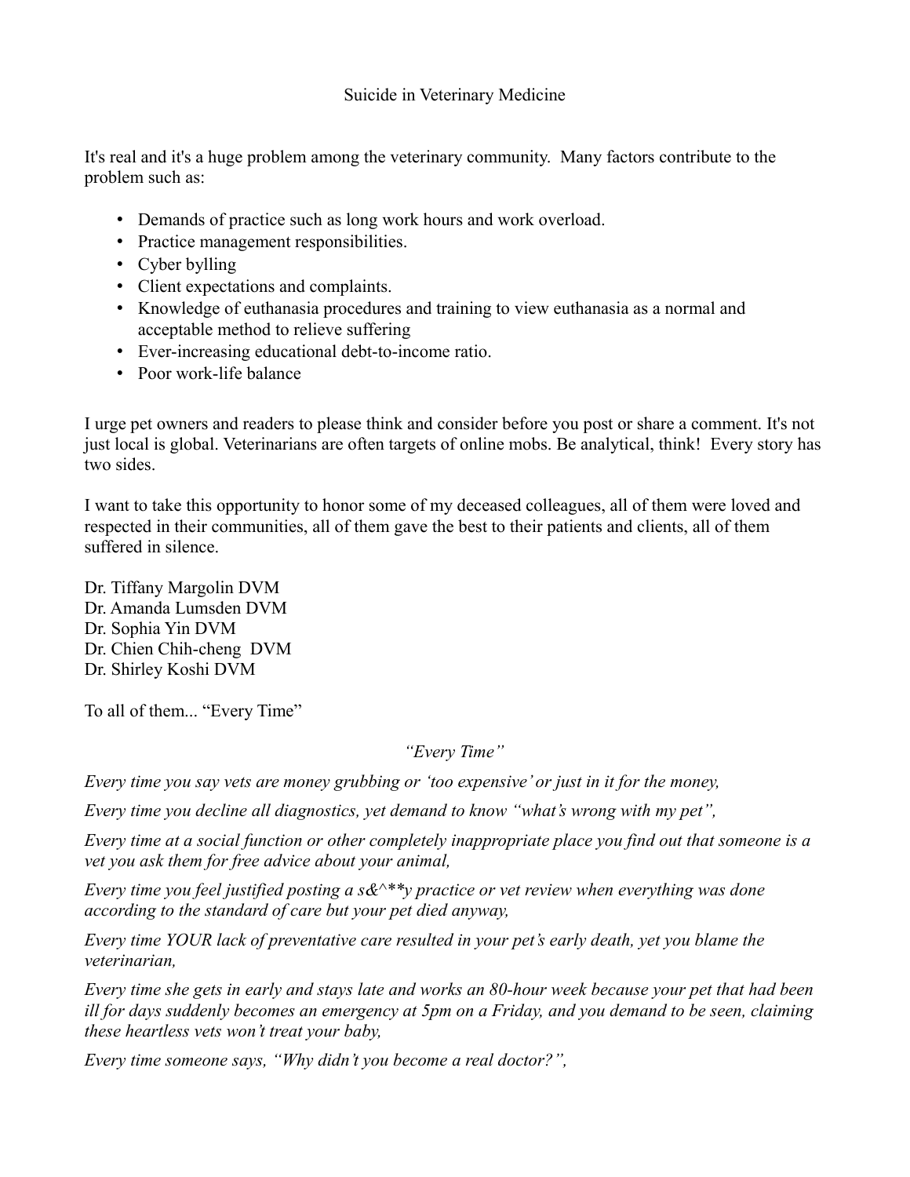# Suicide in Veterinary Medicine

It's real and it's a huge problem among the veterinary community. Many factors contribute to the problem such as:

- Demands of practice such as long work hours and work overload.
- Practice management responsibilities.
- Cyber bylling
- Client expectations and complaints.
- Knowledge of euthanasia procedures and training to view euthanasia as a normal and acceptable method to relieve suffering
- Ever-increasing educational debt-to-income ratio.
- Poor work-life balance

I urge pet owners and readers to please think and consider before you post or share a comment. It's not just local is global. Veterinarians are often targets of online mobs. Be analytical, think! Every story has two sides.

I want to take this opportunity to honor some of my deceased colleagues, all of them were loved and respected in their communities, all of them gave the best to their patients and clients, all of them suffered in silence.

Dr. Tiffany Margolin DVM
Dr. Amanda Lumsden DVM
Dr. Sophia Yin DVM
Dr. Chien Chih-cheng DVM
Dr. Shirley Koshi DVM

To all of them... "Every Time"

*"Every Time"*

*Every time you say vets are money grubbing or 'too expensive' or just in it for the money,*

*Every time you decline all diagnostics, yet demand to know "what's wrong with my pet",*

*Every time at a social function or other completely inappropriate place you find out that someone is a vet you ask them for free advice about your animal,*

*Every time you feel justified posting a s&^**y practice or vet review when everything was done according to the standard of care but your pet died anyway,*

*Every time YOUR lack of preventative care resulted in your pet's early death, yet you blame the veterinarian,*

*Every time she gets in early and stays late and works an 80-hour week because your pet that had been ill for days suddenly becomes an emergency at 5pm on a Friday, and you demand to be seen, claiming these heartless vets won't treat your baby,*

*Every time someone says, "Why didn't you become a real doctor?",*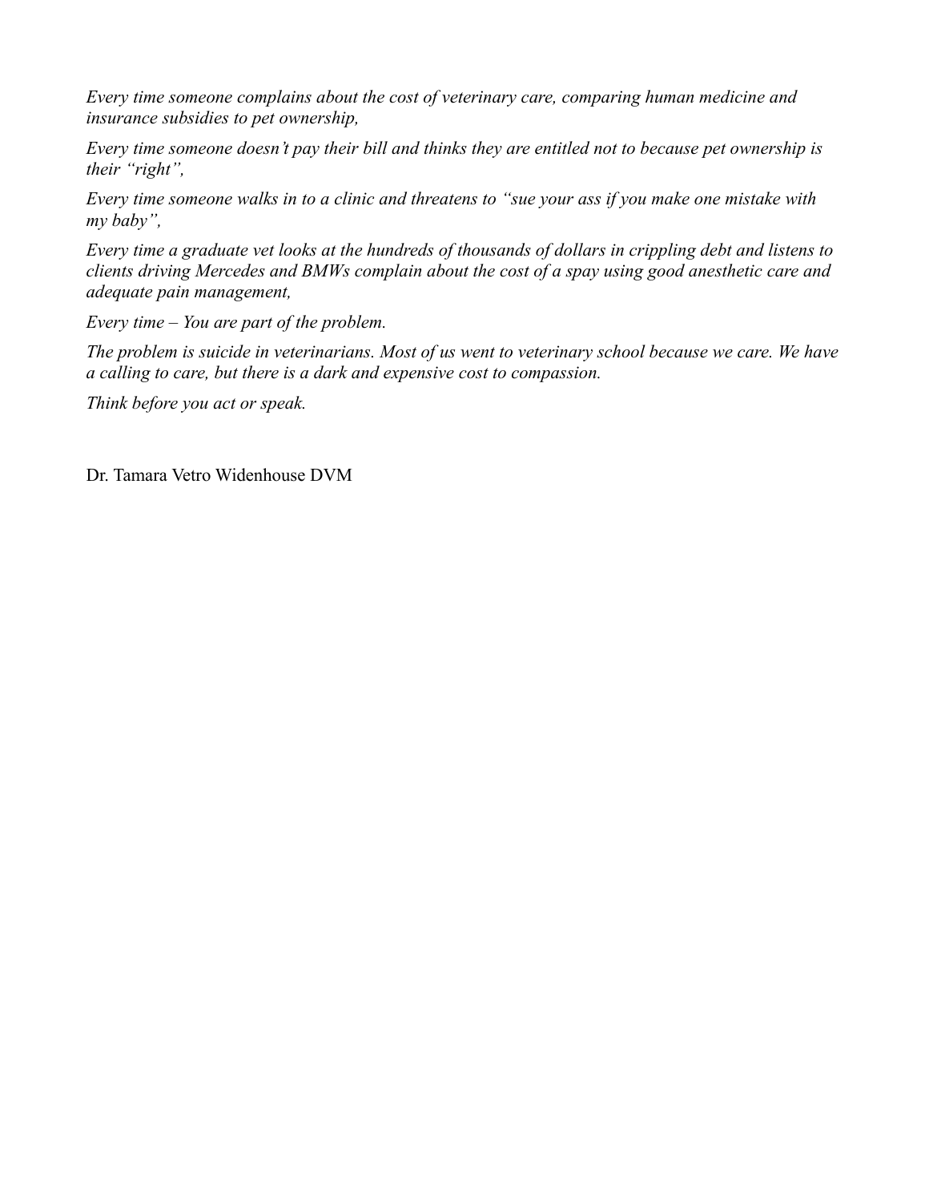*Every time someone complains about the cost of veterinary care, comparing human medicine and insurance subsidies to pet ownership,*

*Every time someone doesn't pay their bill and thinks they are entitled not to because pet ownership is their "right",*

*Every time someone walks in to a clinic and threatens to "sue your ass if you make one mistake with my baby",*

*Every time a graduate vet looks at the hundreds of thousands of dollars in crippling debt and listens to clients driving Mercedes and BMWs complain about the cost of a spay using good anesthetic care and adequate pain management,*

*Every time – You are part of the problem.*

*The problem is suicide in veterinarians. Most of us went to veterinary school because we care. We have a calling to care, but there is a dark and expensive cost to compassion.*

*Think before you act or speak.*

Dr. Tamara Vetro Widenhouse DVM